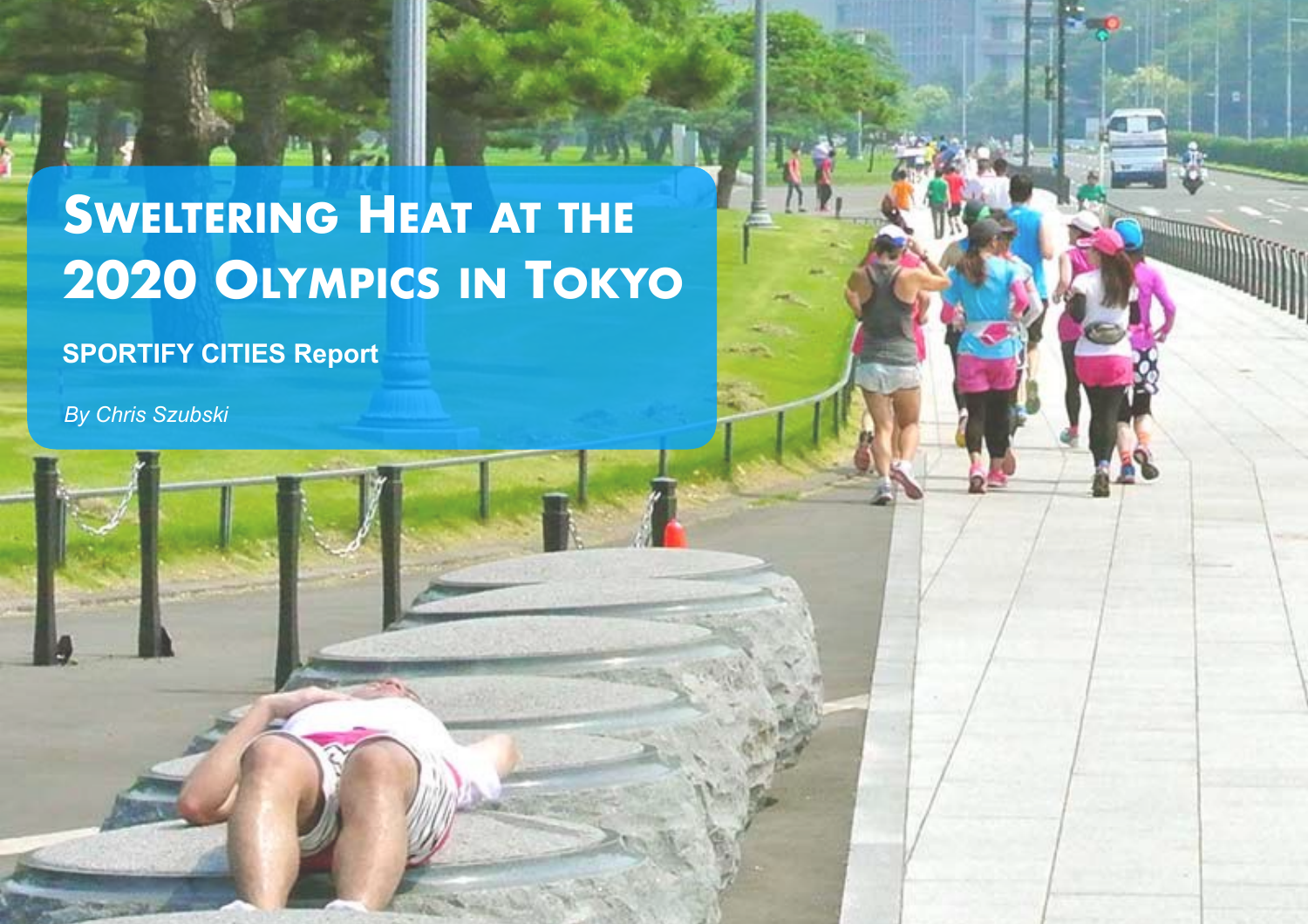# Sweltering Heat at the 2020 Olympics in Tokyo

**SPORTIFY CITIES Report**

*By Chris Szubski*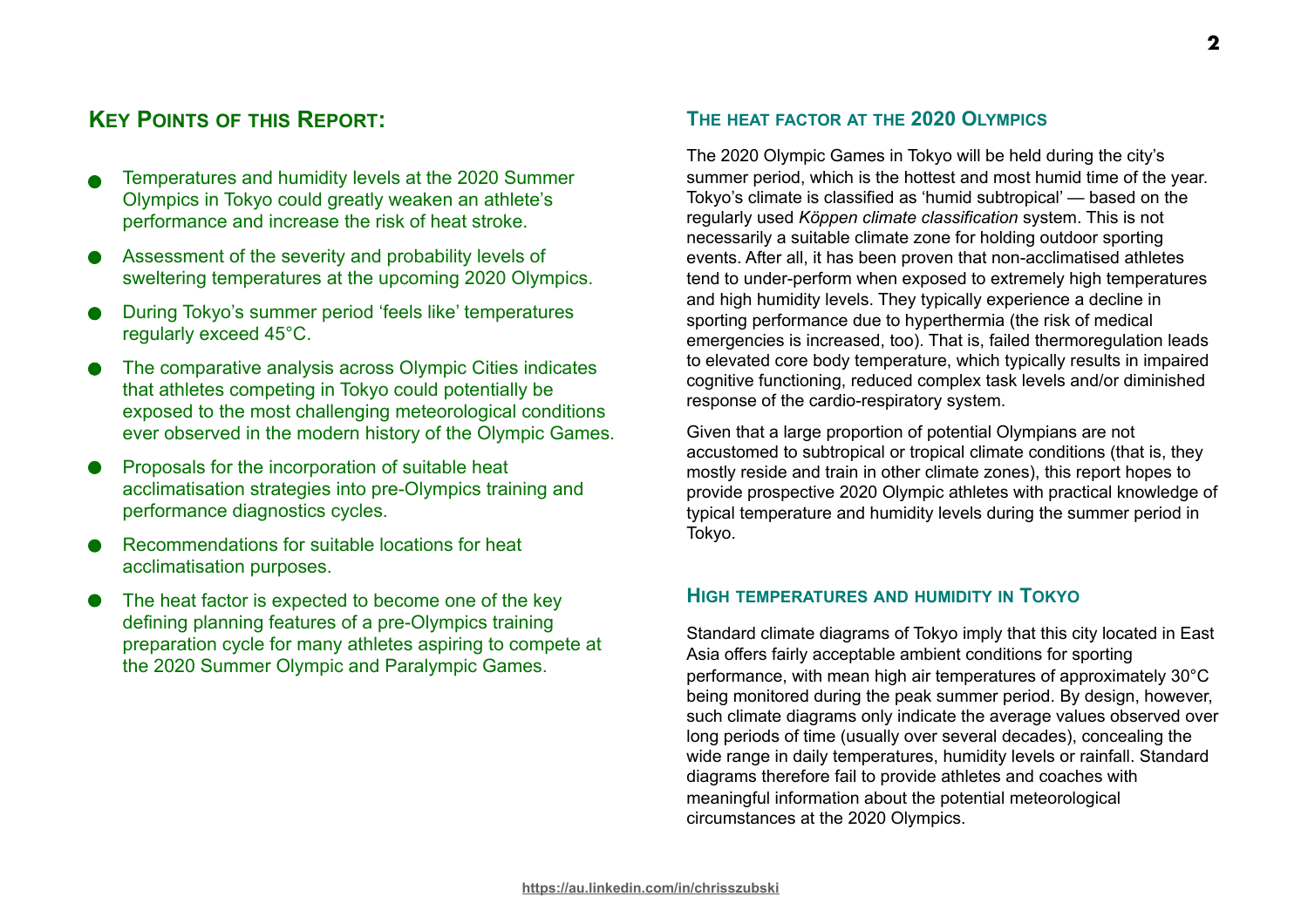## Key Points of this Report:

- Temperatures and humidity levels at the 2020 Summer Olympics in Tokyo could greatly weaken an athlete's performance and increase the risk of heat stroke.
- Assessment of the severity and probability levels of sweltering temperatures at the upcoming 2020 Olympics.
- During Tokyo's summer period 'feels like' temperatures regularly exceed 45°C.
- The comparative analysis across Olympic Cities indicates that athletes competing in Tokyo could potentially be exposed to the most challenging meteorological conditions ever observed in the modern history of the Olympic Games.
- Proposals for the incorporation of suitable heat acclimatisation strategies into pre-Olympics training and performance diagnostics cycles.
- Recommendations for suitable locations for heat acclimatisation purposes.
- The heat factor is expected to become one of the key defining planning features of a pre-Olympics training preparation cycle for many athletes aspiring to compete at the 2020 Summer Olympic and Paralympic Games.

## The heat factor at the 2020 Olympics

The 2020 Olympic Games in Tokyo will be held during the city's summer period, which is the hottest and most humid time of the year. Tokyo's climate is classified as 'humid subtropical' — based on the regularly used *Köppen climate classification* system. This is not necessarily a suitable climate zone for holding outdoor sporting events. After all, it has been proven that non-acclimatised athletes tend to under-perform when exposed to extremely high temperatures and high humidity levels. They typically experience a decline in sporting performance due to hyperthermia (the risk of medical emergencies is increased, too). That is, failed thermoregulation leads to elevated core body temperature, which typically results in impaired cognitive functioning, reduced complex task levels and/or diminished response of the cardio-respiratory system.

Given that a large proportion of potential Olympians are not accustomed to subtropical or tropical climate conditions (that is, they mostly reside and train in other climate zones), this report hopes to provide prospective 2020 Olympic athletes with practical knowledge of typical temperature and humidity levels during the summer period in Tokyo.

## High temperatures and humidity in Tokyo

Standard climate diagrams of Tokyo imply that this city located in East Asia offers fairly acceptable ambient conditions for sporting performance, with mean high air temperatures of approximately 30°C being monitored during the peak summer period. By design, however, such climate diagrams only indicate the average values observed over long periods of time (usually over several decades), concealing the wide range in daily temperatures, humidity levels or rainfall. Standard diagrams therefore fail to provide athletes and coaches with meaningful information about the potential meteorological circumstances at the 2020 Olympics.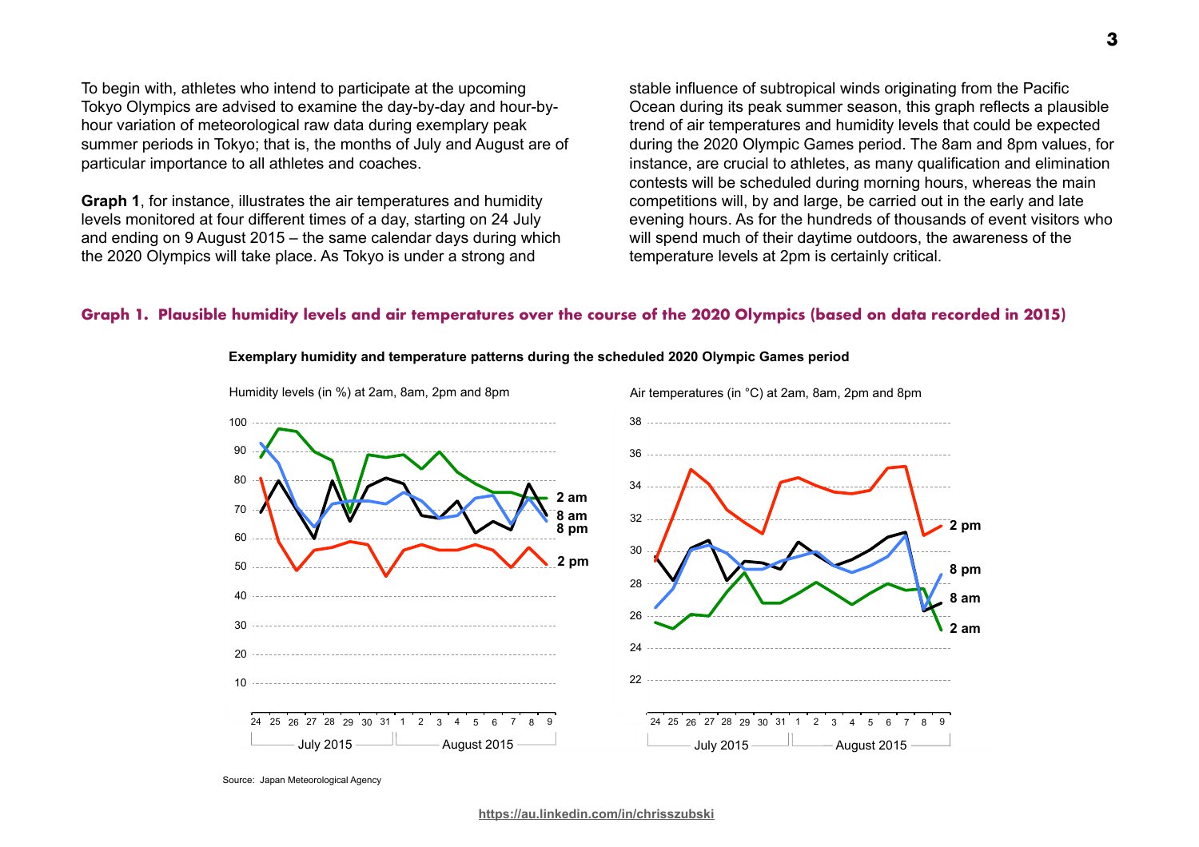To begin with, athletes who intend to participate at the upcoming Tokyo Olympics are advised to examine the day-by-day and hour-by-hour variation of meteorological raw data during exemplary peak summer periods in Tokyo; that is, the months of July and August are of particular importance to all athletes and coaches.

**Graph 1**, for instance, illustrates the air temperatures and humidity levels monitored at four different times of a day, starting on 24 July and ending on 9 August 2015 – the same calendar days during which the 2020 Olympics will take place. As Tokyo is under a strong and stable influence of subtropical winds originating from the Pacific Ocean during its peak summer season, this graph reflects a plausible trend of air temperatures and humidity levels that could be expected during the 2020 Olympic Games period. The 8am and 8pm values, for instance, are crucial to athletes, as many qualification and elimination contests will be scheduled during morning hours, whereas the main competitions will, by and large, be carried out in the early and late evening hours. As for the hundreds of thousands of event visitors who will spend much of their daytime outdoors, the awareness of the temperature levels at 2pm is certainly critical.

### Graph 1. Plausible humidity levels and air temperatures over the course of the 2020 Olympics (based on data recorded in 2015)

**Exemplary humidity and temperature patterns during the scheduled 2020 Olympic Games period**

Humidity levels (in %) at 2am, 8am, 2pm and 8pm

Air temperatures (in °C) at 2am, 8am, 2pm and 8pm

Source: Japan Meteorological Agency

https://au.linkedin.com/in/chrisszubski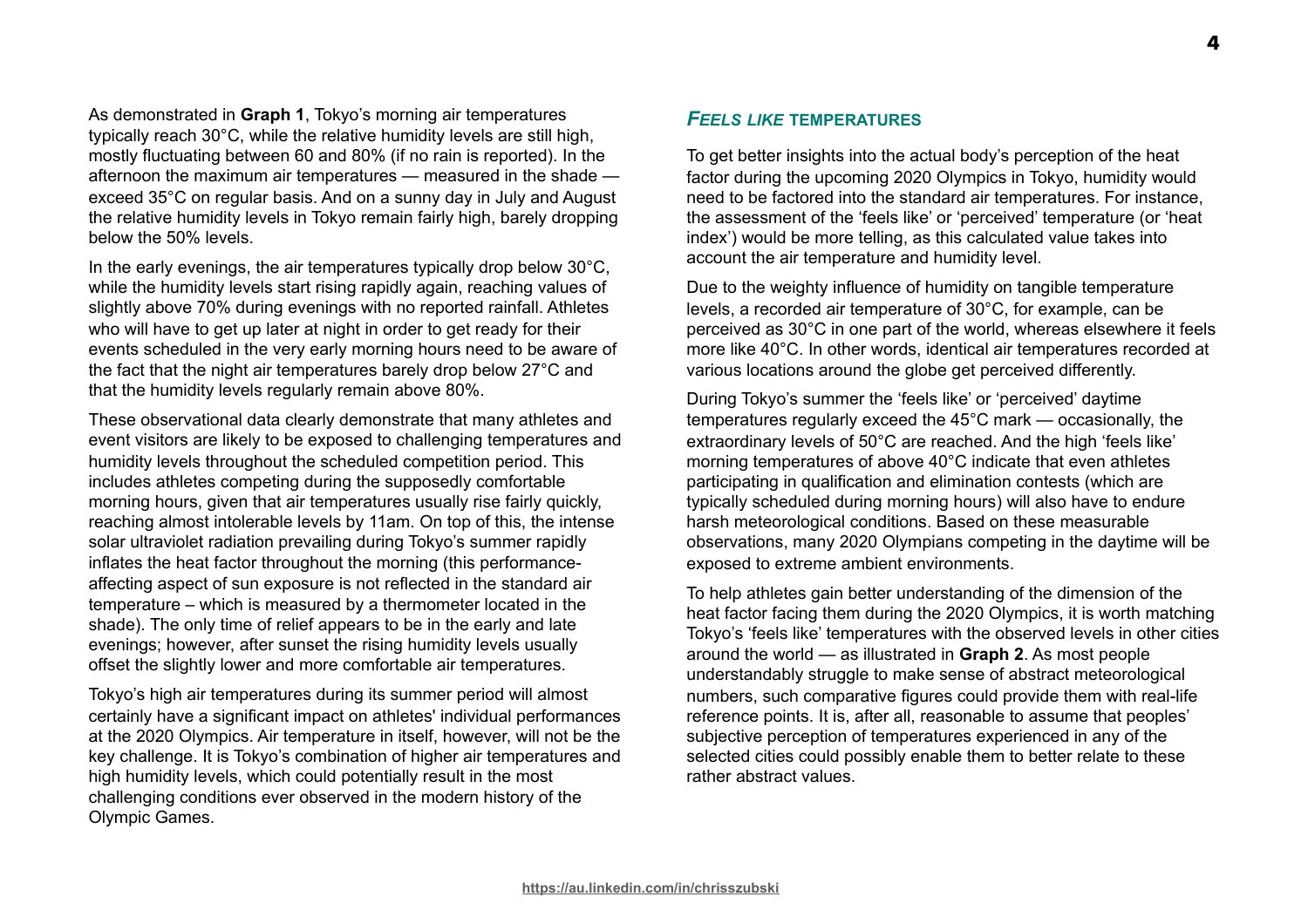As demonstrated in **Graph 1**, Tokyo's morning air temperatures typically reach 30°C, while the relative humidity levels are still high, mostly fluctuating between 60 and 80% (if no rain is reported). In the afternoon the maximum air temperatures — measured in the shade — exceed 35°C on regular basis. And on a sunny day in July and August the relative humidity levels in Tokyo remain fairly high, barely dropping below the 50% levels.

In the early evenings, the air temperatures typically drop below 30°C, while the humidity levels start rising rapidly again, reaching values of slightly above 70% during evenings with no reported rainfall. Athletes who will have to get up later at night in order to get ready for their events scheduled in the very early morning hours need to be aware of the fact that the night air temperatures barely drop below 27°C and that the humidity levels regularly remain above 80%.

These observational data clearly demonstrate that many athletes and event visitors are likely to be exposed to challenging temperatures and humidity levels throughout the scheduled competition period. This includes athletes competing during the supposedly comfortable morning hours, given that air temperatures usually rise fairly quickly, reaching almost intolerable levels by 11am. On top of this, the intense solar ultraviolet radiation prevailing during Tokyo's summer rapidly inflates the heat factor throughout the morning (this performance-affecting aspect of sun exposure is not reflected in the standard air temperature – which is measured by a thermometer located in the shade). The only time of relief appears to be in the early and late evenings; however, after sunset the rising humidity levels usually offset the slightly lower and more comfortable air temperatures.

Tokyo's high air temperatures during its summer period will almost certainly have a significant impact on athletes' individual performances at the 2020 Olympics. Air temperature in itself, however, will not be the key challenge. It is Tokyo's combination of higher air temperatures and high humidity levels, which could potentially result in the most challenging conditions ever observed in the modern history of the Olympic Games.

## *FEELS LIKE* TEMPERATURES

To get better insights into the actual body's perception of the heat factor during the upcoming 2020 Olympics in Tokyo, humidity would need to be factored into the standard air temperatures. For instance, the assessment of the 'feels like' or 'perceived' temperature (or 'heat index') would be more telling, as this calculated value takes into account the air temperature and humidity level.

Due to the weighty influence of humidity on tangible temperature levels, a recorded air temperature of 30°C, for example, can be perceived as 30°C in one part of the world, whereas elsewhere it feels more like 40°C. In other words, identical air temperatures recorded at various locations around the globe get perceived differently.

During Tokyo's summer the 'feels like' or 'perceived' daytime temperatures regularly exceed the 45°C mark — occasionally, the extraordinary levels of 50°C are reached. And the high 'feels like' morning temperatures of above 40°C indicate that even athletes participating in qualification and elimination contests (which are typically scheduled during morning hours) will also have to endure harsh meteorological conditions. Based on these measurable observations, many 2020 Olympians competing in the daytime will be exposed to extreme ambient environments.

To help athletes gain better understanding of the dimension of the heat factor facing them during the 2020 Olympics, it is worth matching Tokyo's 'feels like' temperatures with the observed levels in other cities around the world — as illustrated in **Graph 2**. As most people understandably struggle to make sense of abstract meteorological numbers, such comparative figures could provide them with real-life reference points. It is, after all, reasonable to assume that peoples' subjective perception of temperatures experienced in any of the selected cities could possibly enable them to better relate to these rather abstract values.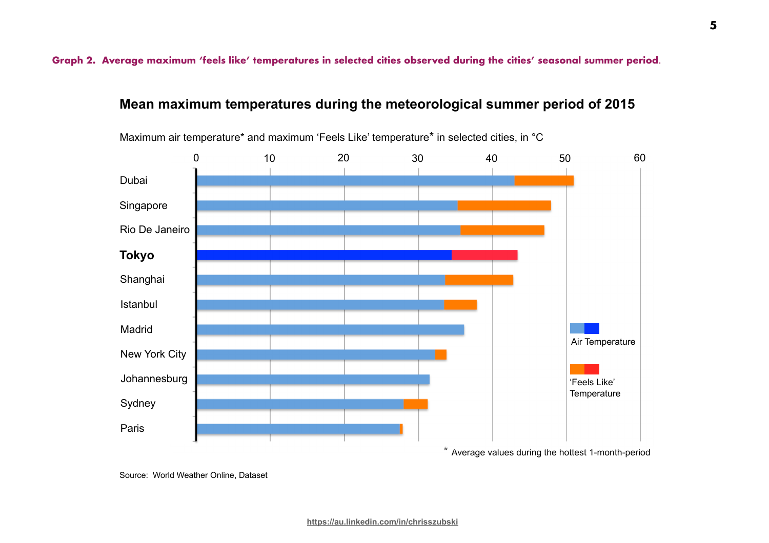**Graph 2. Average maximum 'feels like' temperatures in selected cities observed during the cities' seasonal summer period.**

**Mean maximum temperatures during the meteorological summer period of 2015**

Maximum air temperature* and maximum 'Feels Like' temperature* in selected cities, in °C

0 10 20 30 40 50 60

Dubai

Singapore

Rio De Janeiro

**Tokyo**

Shanghai

Istanbul

Madrid

New York City

Johannesburg

Sydney

Paris

Air Temperature

'Feels Like' Temperature

\* Average values during the hottest 1-month-period

Source: World Weather Online, Dataset

https://au.linkedin.com/in/chrisszubski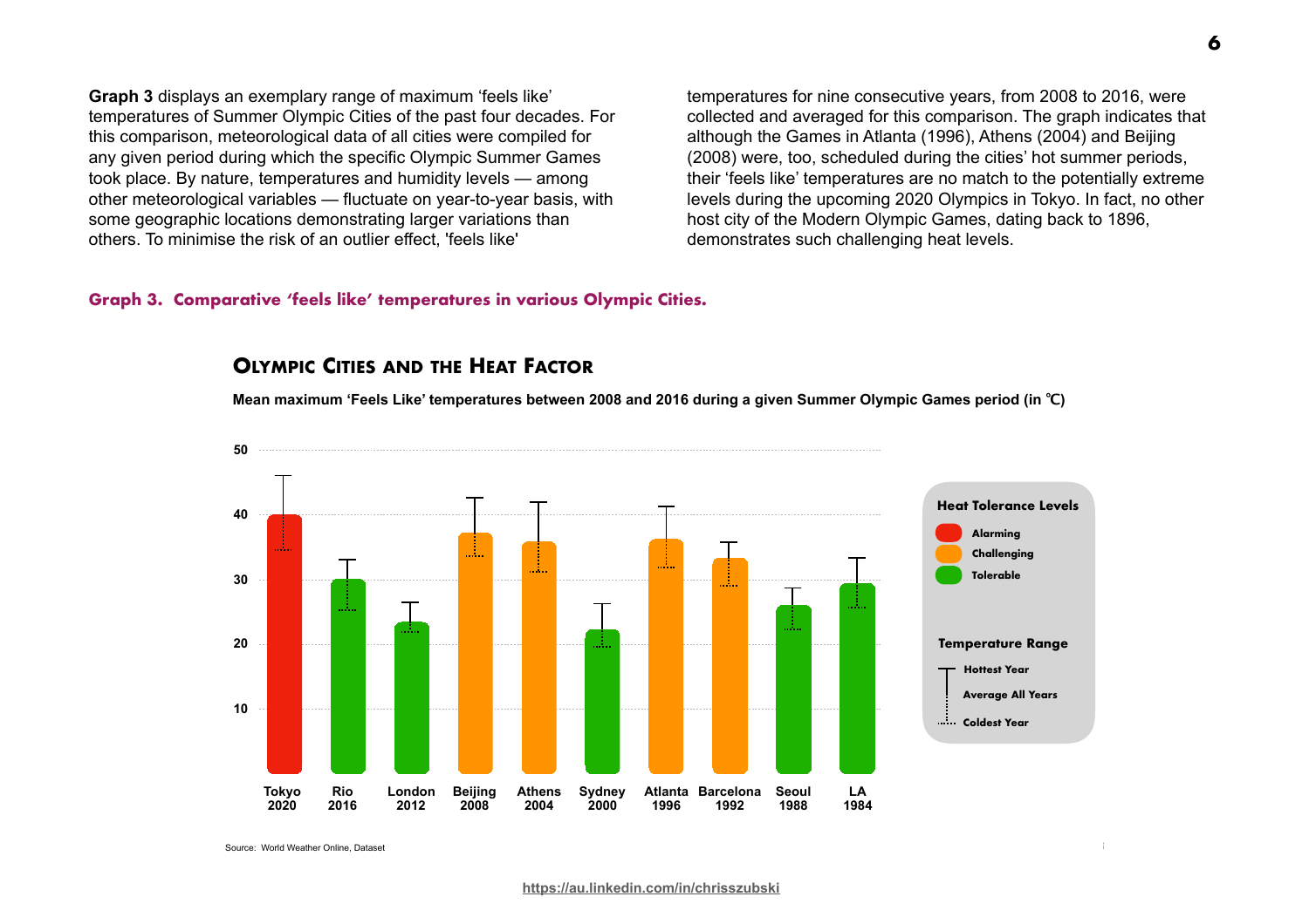**Graph 3** displays an exemplary range of maximum 'feels like' temperatures of Summer Olympic Cities of the past four decades. For this comparison, meteorological data of all cities were compiled for any given period during which the specific Olympic Summer Games took place. By nature, temperatures and humidity levels — among other meteorological variables — fluctuate on year-to-year basis, with some geographic locations demonstrating larger variations than others. To minimise the risk of an outlier effect, 'feels like' temperatures for nine consecutive years, from 2008 to 2016, were collected and averaged for this comparison. The graph indicates that although the Games in Atlanta (1996), Athens (2004) and Beijing (2008) were, too, scheduled during the cities' hot summer periods, their 'feels like' temperatures are no match to the potentially extreme levels during the upcoming 2020 Olympics in Tokyo. In fact, no other host city of the Modern Olympic Games, dating back to 1896, demonstrates such challenging heat levels.

**Graph 3. Comparative 'feels like' temperatures in various Olympic Cities.**

**OLYMPIC CITIES AND THE HEAT FACTOR**

**Mean maximum 'Feels Like' temperatures between 2008 and 2016 during a given Summer Olympic Games period (in ℃)**

Heat Tolerance Levels: Alarming, Challenging, Tolerable

Temperature Range: Hottest Year, Average All Years, Coldest Year

Tokyo 2020, Rio 2016, London 2012, Beijing 2008, Athens 2004, Sydney 2000, Atlanta 1996, Barcelona 1992, Seoul 1988, LA 1984

Source: World Weather Online, Dataset

https://au.linkedin.com/in/chrisszubski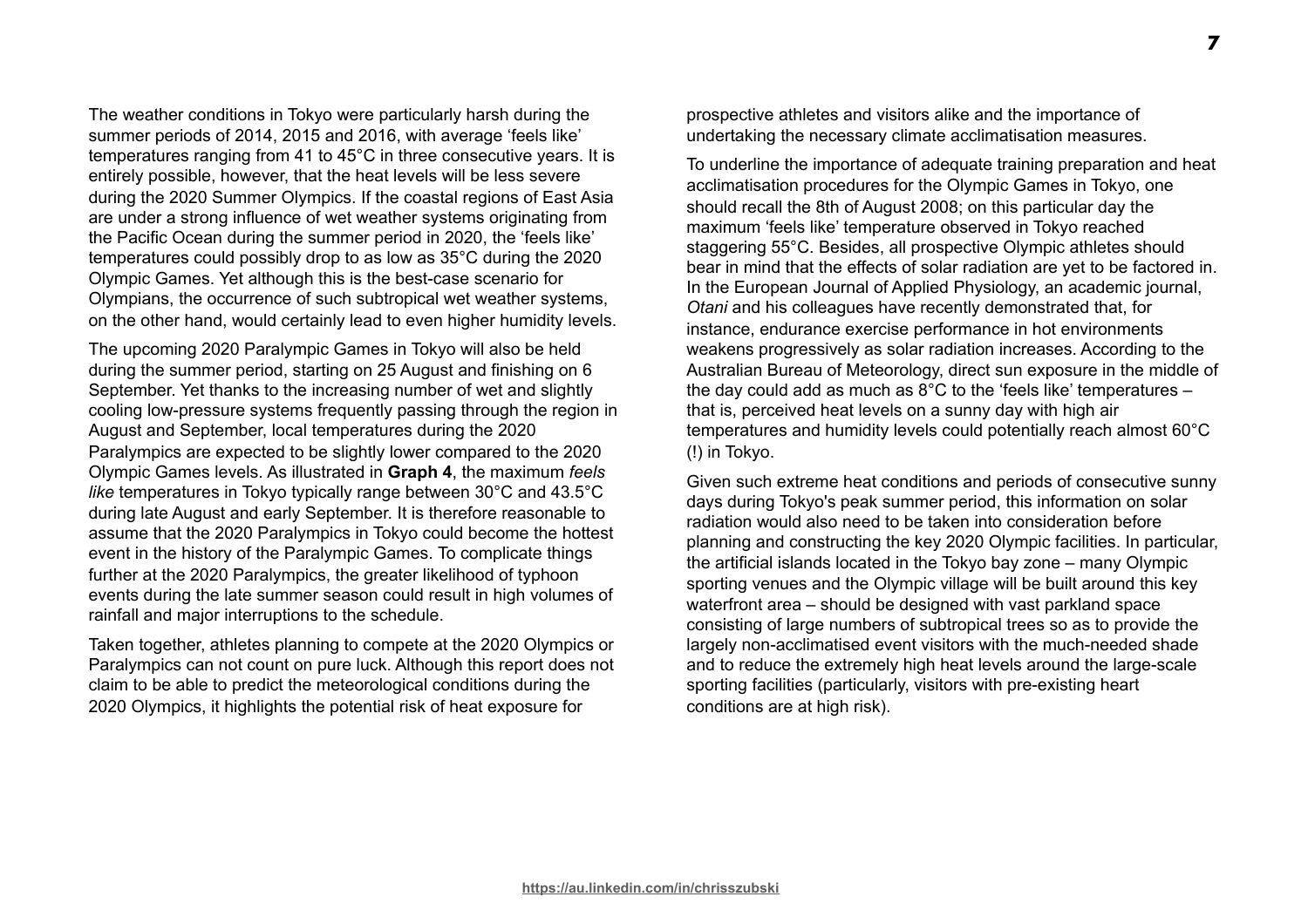The weather conditions in Tokyo were particularly harsh during the summer periods of 2014, 2015 and 2016, with average 'feels like' temperatures ranging from 41 to 45°C in three consecutive years. It is entirely possible, however, that the heat levels will be less severe during the 2020 Summer Olympics. If the coastal regions of East Asia are under a strong influence of wet weather systems originating from the Pacific Ocean during the summer period in 2020, the 'feels like' temperatures could possibly drop to as low as 35°C during the 2020 Olympic Games. Yet although this is the best-case scenario for Olympians, the occurrence of such subtropical wet weather systems, on the other hand, would certainly lead to even higher humidity levels.

The upcoming 2020 Paralympic Games in Tokyo will also be held during the summer period, starting on 25 August and finishing on 6 September. Yet thanks to the increasing number of wet and slightly cooling low-pressure systems frequently passing through the region in August and September, local temperatures during the 2020 Paralympics are expected to be slightly lower compared to the 2020 Olympic Games levels. As illustrated in **Graph 4**, the maximum *feels like* temperatures in Tokyo typically range between 30°C and 43.5°C during late August and early September. It is therefore reasonable to assume that the 2020 Paralympics in Tokyo could become the hottest event in the history of the Paralympic Games. To complicate things further at the 2020 Paralympics, the greater likelihood of typhoon events during the late summer season could result in high volumes of rainfall and major interruptions to the schedule.

Taken together, athletes planning to compete at the 2020 Olympics or Paralympics can not count on pure luck. Although this report does not claim to be able to predict the meteorological conditions during the 2020 Olympics, it highlights the potential risk of heat exposure for prospective athletes and visitors alike and the importance of undertaking the necessary climate acclimatisation measures.

To underline the importance of adequate training preparation and heat acclimatisation procedures for the Olympic Games in Tokyo, one should recall the 8th of August 2008; on this particular day the maximum 'feels like' temperature observed in Tokyo reached staggering 55°C. Besides, all prospective Olympic athletes should bear in mind that the effects of solar radiation are yet to be factored in. In the European Journal of Applied Physiology, an academic journal, *Otani* and his colleagues have recently demonstrated that, for instance, endurance exercise performance in hot environments weakens progressively as solar radiation increases. According to the Australian Bureau of Meteorology, direct sun exposure in the middle of the day could add as much as 8°C to the 'feels like' temperatures – that is, perceived heat levels on a sunny day with high air temperatures and humidity levels could potentially reach almost 60°C (!) in Tokyo.

Given such extreme heat conditions and periods of consecutive sunny days during Tokyo's peak summer period, this information on solar radiation would also need to be taken into consideration before planning and constructing the key 2020 Olympic facilities. In particular, the artificial islands located in the Tokyo bay zone – many Olympic sporting venues and the Olympic village will be built around this key waterfront area – should be designed with vast parkland space consisting of large numbers of subtropical trees so as to provide the largely non-acclimatised event visitors with the much-needed shade and to reduce the extremely high heat levels around the large-scale sporting facilities (particularly, visitors with pre-existing heart conditions are at high risk).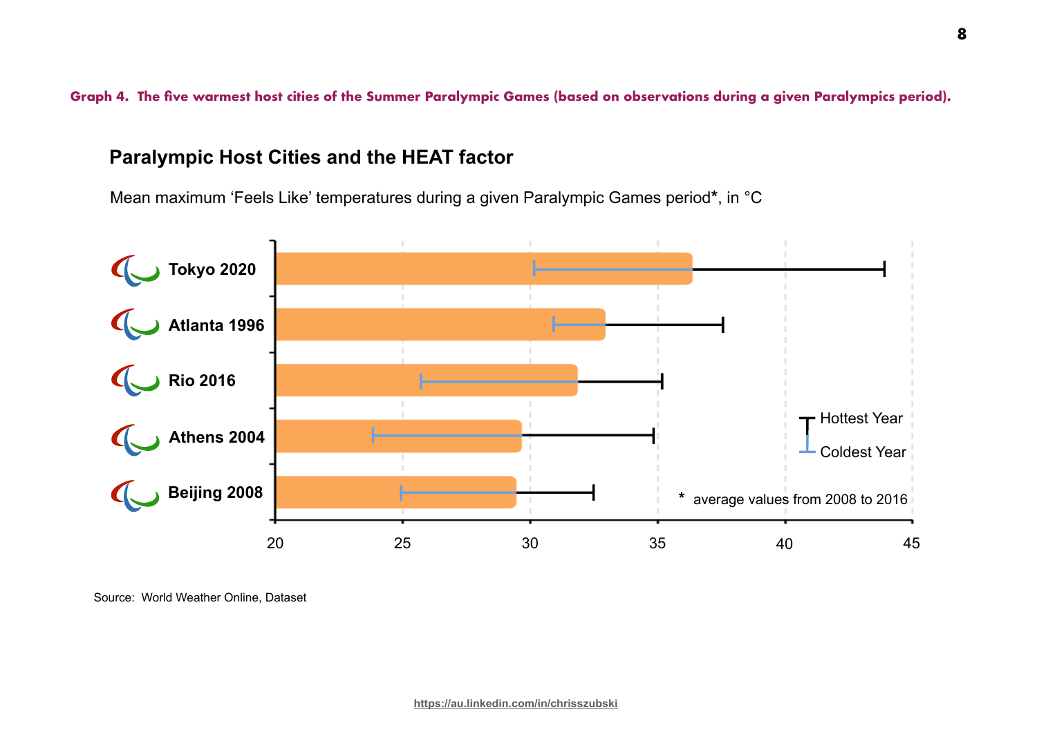**Graph 4. The five warmest host cities of the Summer Paralympic Games (based on observations during a given Paralympics period).**

## Paralympic Host Cities and the HEAT factor

Mean maximum 'Feels Like' temperatures during a given Paralympic Games period*, in °C

Tokyo 2020

Atlanta 1996

Rio 2016

Athens 2004

Beijing 2008

20 25 30 35 40 45

Hottest Year

Coldest Year

* average values from 2008 to 2016

Source: World Weather Online, Dataset

https://au.linkedin.com/in/chrisszubski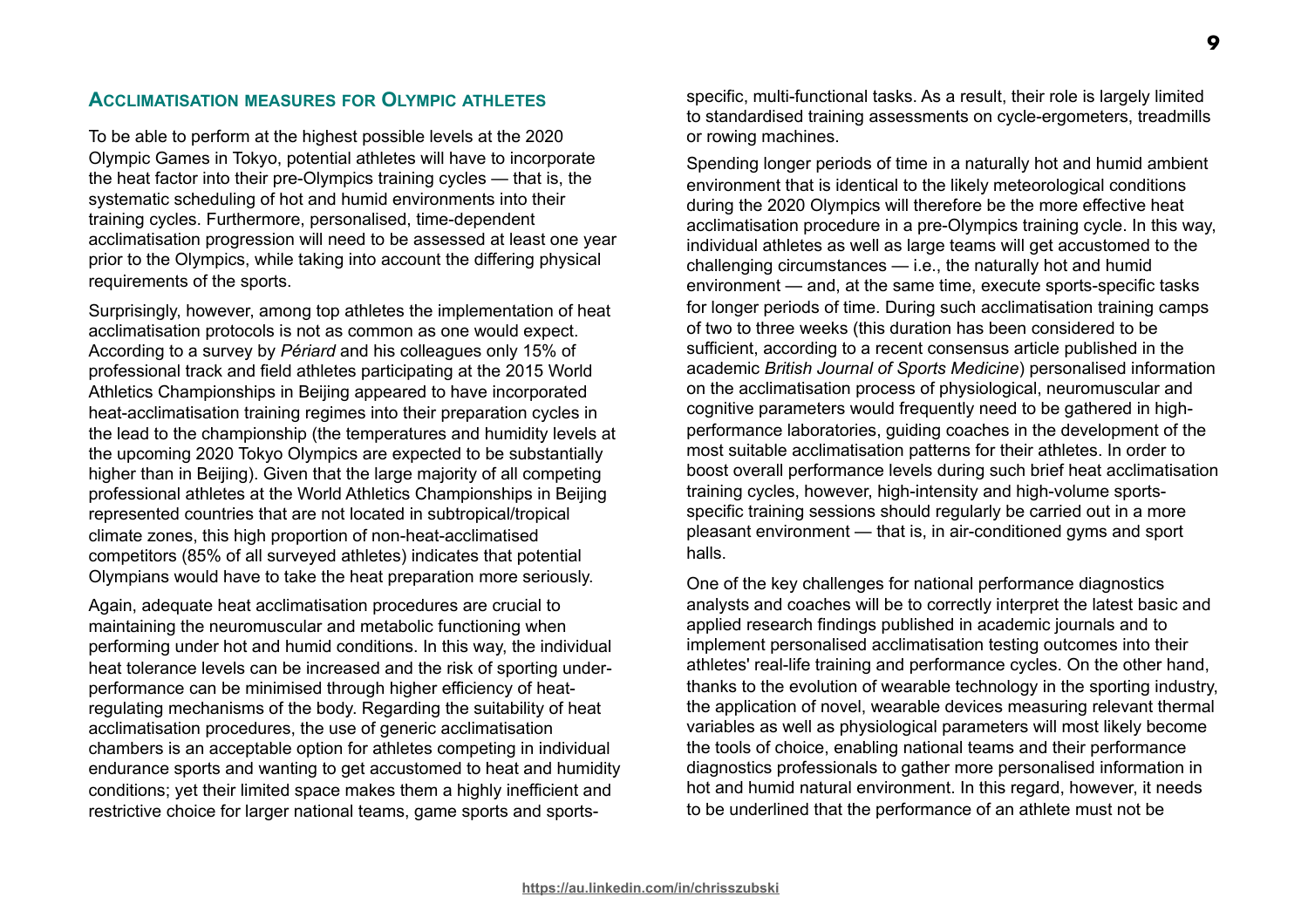## Acclimatisation measures for Olympic athletes

To be able to perform at the highest possible levels at the 2020 Olympic Games in Tokyo, potential athletes will have to incorporate the heat factor into their pre-Olympics training cycles — that is, the systematic scheduling of hot and humid environments into their training cycles. Furthermore, personalised, time-dependent acclimatisation progression will need to be assessed at least one year prior to the Olympics, while taking into account the differing physical requirements of the sports.

Surprisingly, however, among top athletes the implementation of heat acclimatisation protocols is not as common as one would expect. According to a survey by *Périard* and his colleagues only 15% of professional track and field athletes participating at the 2015 World Athletics Championships in Beijing appeared to have incorporated heat-acclimatisation training regimes into their preparation cycles in the lead to the championship (the temperatures and humidity levels at the upcoming 2020 Tokyo Olympics are expected to be substantially higher than in Beijing). Given that the large majority of all competing professional athletes at the World Athletics Championships in Beijing represented countries that are not located in subtropical/tropical climate zones, this high proportion of non-heat-acclimatised competitors (85% of all surveyed athletes) indicates that potential Olympians would have to take the heat preparation more seriously.

Again, adequate heat acclimatisation procedures are crucial to maintaining the neuromuscular and metabolic functioning when performing under hot and humid conditions. In this way, the individual heat tolerance levels can be increased and the risk of sporting under-performance can be minimised through higher efficiency of heat-regulating mechanisms of the body. Regarding the suitability of heat acclimatisation procedures, the use of generic acclimatisation chambers is an acceptable option for athletes competing in individual endurance sports and wanting to get accustomed to heat and humidity conditions; yet their limited space makes them a highly inefficient and restrictive choice for larger national teams, game sports and sports-specific, multi-functional tasks. As a result, their role is largely limited to standardised training assessments on cycle-ergometers, treadmills or rowing machines.

Spending longer periods of time in a naturally hot and humid ambient environment that is identical to the likely meteorological conditions during the 2020 Olympics will therefore be the more effective heat acclimatisation procedure in a pre-Olympics training cycle. In this way, individual athletes as well as large teams will get accustomed to the challenging circumstances — i.e., the naturally hot and humid environment — and, at the same time, execute sports-specific tasks for longer periods of time. During such acclimatisation training camps of two to three weeks (this duration has been considered to be sufficient, according to a recent consensus article published in the academic *British Journal of Sports Medicine*) personalised information on the acclimatisation process of physiological, neuromuscular and cognitive parameters would frequently need to be gathered in high-performance laboratories, guiding coaches in the development of the most suitable acclimatisation patterns for their athletes. In order to boost overall performance levels during such brief heat acclimatisation training cycles, however, high-intensity and high-volume sports-specific training sessions should regularly be carried out in a more pleasant environment — that is, in air-conditioned gyms and sport halls.

One of the key challenges for national performance diagnostics analysts and coaches will be to correctly interpret the latest basic and applied research findings published in academic journals and to implement personalised acclimatisation testing outcomes into their athletes' real-life training and performance cycles. On the other hand, thanks to the evolution of wearable technology in the sporting industry, the application of novel, wearable devices measuring relevant thermal variables as well as physiological parameters will most likely become the tools of choice, enabling national teams and their performance diagnostics professionals to gather more personalised information in hot and humid natural environment. In this regard, however, it needs to be underlined that the performance of an athlete must not be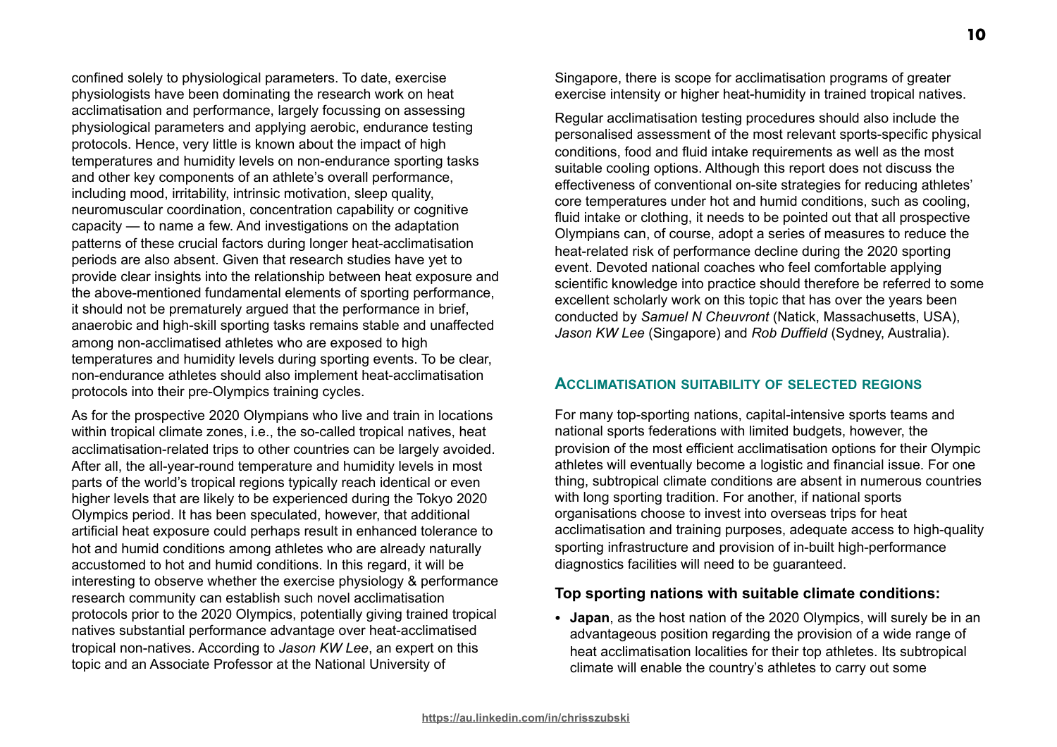confined solely to physiological parameters. To date, exercise physiologists have been dominating the research work on heat acclimatisation and performance, largely focussing on assessing physiological parameters and applying aerobic, endurance testing protocols. Hence, very little is known about the impact of high temperatures and humidity levels on non-endurance sporting tasks and other key components of an athlete's overall performance, including mood, irritability, intrinsic motivation, sleep quality, neuromuscular coordination, concentration capability or cognitive capacity — to name a few. And investigations on the adaptation patterns of these crucial factors during longer heat-acclimatisation periods are also absent. Given that research studies have yet to provide clear insights into the relationship between heat exposure and the above-mentioned fundamental elements of sporting performance, it should not be prematurely argued that the performance in brief, anaerobic and high-skill sporting tasks remains stable and unaffected among non-acclimatised athletes who are exposed to high temperatures and humidity levels during sporting events. To be clear, non-endurance athletes should also implement heat-acclimatisation protocols into their pre-Olympics training cycles.

As for the prospective 2020 Olympians who live and train in locations within tropical climate zones, i.e., the so-called tropical natives, heat acclimatisation-related trips to other countries can be largely avoided. After all, the all-year-round temperature and humidity levels in most parts of the world's tropical regions typically reach identical or even higher levels that are likely to be experienced during the Tokyo 2020 Olympics period. It has been speculated, however, that additional artificial heat exposure could perhaps result in enhanced tolerance to hot and humid conditions among athletes who are already naturally accustomed to hot and humid conditions. In this regard, it will be interesting to observe whether the exercise physiology & performance research community can establish such novel acclimatisation protocols prior to the 2020 Olympics, potentially giving trained tropical natives substantial performance advantage over heat-acclimatised tropical non-natives. According to *Jason KW Lee*, an expert on this topic and an Associate Professor at the National University of Singapore, there is scope for acclimatisation programs of greater exercise intensity or higher heat-humidity in trained tropical natives.

Regular acclimatisation testing procedures should also include the personalised assessment of the most relevant sports-specific physical conditions, food and fluid intake requirements as well as the most suitable cooling options. Although this report does not discuss the effectiveness of conventional on-site strategies for reducing athletes' core temperatures under hot and humid conditions, such as cooling, fluid intake or clothing, it needs to be pointed out that all prospective Olympians can, of course, adopt a series of measures to reduce the heat-related risk of performance decline during the 2020 sporting event. Devoted national coaches who feel comfortable applying scientific knowledge into practice should therefore be referred to some excellent scholarly work on this topic that has over the years been conducted by *Samuel N Cheuvront* (Natick, Massachusetts, USA), *Jason KW Lee* (Singapore) and *Rob Duffield* (Sydney, Australia).

## Acclimatisation suitability of selected regions

For many top-sporting nations, capital-intensive sports teams and national sports federations with limited budgets, however, the provision of the most efficient acclimatisation options for their Olympic athletes will eventually become a logistic and financial issue. For one thing, subtropical climate conditions are absent in numerous countries with long sporting tradition. For another, if national sports organisations choose to invest into overseas trips for heat acclimatisation and training purposes, adequate access to high-quality sporting infrastructure and provision of in-built high-performance diagnostics facilities will need to be guaranteed.

### Top sporting nations with suitable climate conditions:

- **Japan**, as the host nation of the 2020 Olympics, will surely be in an advantageous position regarding the provision of a wide range of heat acclimatisation localities for their top athletes. Its subtropical climate will enable the country's athletes to carry out some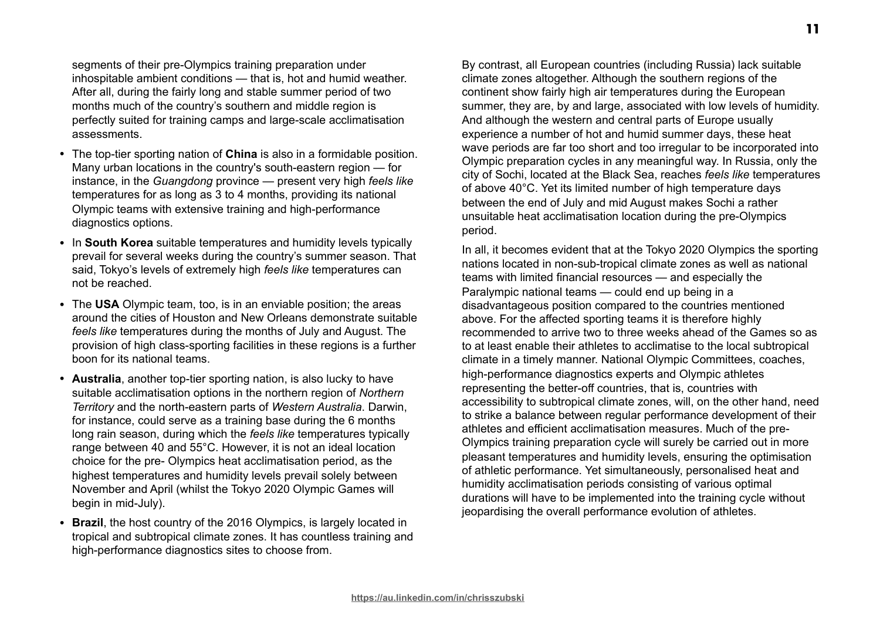segments of their pre-Olympics training preparation under inhospitable ambient conditions — that is, hot and humid weather. After all, during the fairly long and stable summer period of two months much of the country's southern and middle region is perfectly suited for training camps and large-scale acclimatisation assessments.

- The top-tier sporting nation of **China** is also in a formidable position. Many urban locations in the country's south-eastern region — for instance, in the *Guangdong* province — present very high *feels like* temperatures for as long as 3 to 4 months, providing its national Olympic teams with extensive training and high-performance diagnostics options.
- In **South Korea** suitable temperatures and humidity levels typically prevail for several weeks during the country's summer season. That said, Tokyo's levels of extremely high *feels like* temperatures can not be reached.
- The **USA** Olympic team, too, is in an enviable position; the areas around the cities of Houston and New Orleans demonstrate suitable *feels like* temperatures during the months of July and August. The provision of high class-sporting facilities in these regions is a further boon for its national teams.
- **Australia**, another top-tier sporting nation, is also lucky to have suitable acclimatisation options in the northern region of *Northern Territory* and the north-eastern parts of *Western Australia*. Darwin, for instance, could serve as a training base during the 6 months long rain season, during which the *feels like* temperatures typically range between 40 and 55°C. However, it is not an ideal location choice for the pre- Olympics heat acclimatisation period, as the highest temperatures and humidity levels prevail solely between November and April (whilst the Tokyo 2020 Olympic Games will begin in mid-July).
- **Brazil**, the host country of the 2016 Olympics, is largely located in tropical and subtropical climate zones. It has countless training and high-performance diagnostics sites to choose from.

By contrast, all European countries (including Russia) lack suitable climate zones altogether. Although the southern regions of the continent show fairly high air temperatures during the European summer, they are, by and large, associated with low levels of humidity. And although the western and central parts of Europe usually experience a number of hot and humid summer days, these heat wave periods are far too short and too irregular to be incorporated into Olympic preparation cycles in any meaningful way. In Russia, only the city of Sochi, located at the Black Sea, reaches *feels like* temperatures of above 40°C. Yet its limited number of high temperature days between the end of July and mid August makes Sochi a rather unsuitable heat acclimatisation location during the pre-Olympics period.

In all, it becomes evident that at the Tokyo 2020 Olympics the sporting nations located in non-sub-tropical climate zones as well as national teams with limited financial resources — and especially the Paralympic national teams — could end up being in a disadvantageous position compared to the countries mentioned above. For the affected sporting teams it is therefore highly recommended to arrive two to three weeks ahead of the Games so as to at least enable their athletes to acclimatise to the local subtropical climate in a timely manner. National Olympic Committees, coaches, high-performance diagnostics experts and Olympic athletes representing the better-off countries, that is, countries with accessibility to subtropical climate zones, will, on the other hand, need to strike a balance between regular performance development of their athletes and efficient acclimatisation measures. Much of the pre-Olympics training preparation cycle will surely be carried out in more pleasant temperatures and humidity levels, ensuring the optimisation of athletic performance. Yet simultaneously, personalised heat and humidity acclimatisation periods consisting of various optimal durations will have to be implemented into the training cycle without jeopardising the overall performance evolution of athletes.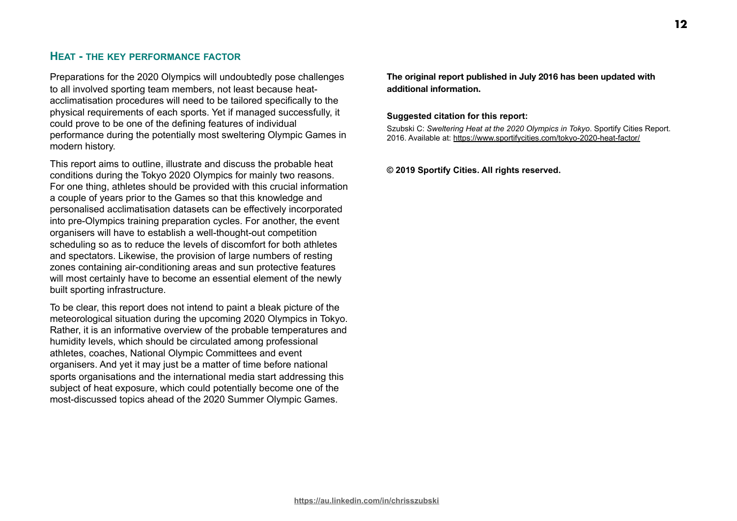## HEAT - THE KEY PERFORMANCE FACTOR

Preparations for the 2020 Olympics will undoubtedly pose challenges to all involved sporting team members, not least because heat-acclimatisation procedures will need to be tailored specifically to the physical requirements of each sports. Yet if managed successfully, it could prove to be one of the defining features of individual performance during the potentially most sweltering Olympic Games in modern history.

This report aims to outline, illustrate and discuss the probable heat conditions during the Tokyo 2020 Olympics for mainly two reasons. For one thing, athletes should be provided with this crucial information a couple of years prior to the Games so that this knowledge and personalised acclimatisation datasets can be effectively incorporated into pre-Olympics training preparation cycles. For another, the event organisers will have to establish a well-thought-out competition scheduling so as to reduce the levels of discomfort for both athletes and spectators. Likewise, the provision of large numbers of resting zones containing air-conditioning areas and sun protective features will most certainly have to become an essential element of the newly built sporting infrastructure.

To be clear, this report does not intend to paint a bleak picture of the meteorological situation during the upcoming 2020 Olympics in Tokyo. Rather, it is an informative overview of the probable temperatures and humidity levels, which should be circulated among professional athletes, coaches, National Olympic Committees and event organisers. And yet it may just be a matter of time before national sports organisations and the international media start addressing this subject of heat exposure, which could potentially become one of the most-discussed topics ahead of the 2020 Summer Olympic Games.

**The original report published in July 2016 has been updated with additional information.**

**Suggested citation for this report:**

Szubski C: *Sweltering Heat at the 2020 Olympics in Tokyo*. Sportify Cities Report. 2016. Available at: https://www.sportifycities.com/tokyo-2020-heat-factor/

**© 2019 Sportify Cities. All rights reserved.**

https://au.linkedin.com/in/chrisszubski